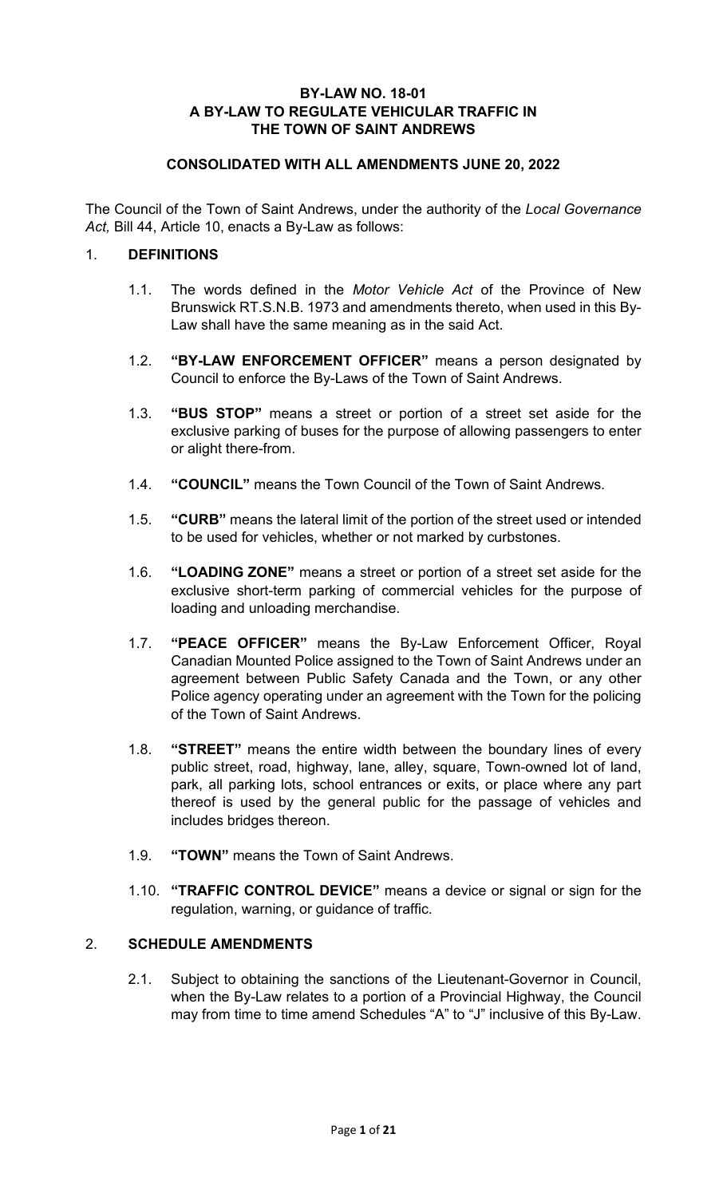# BY-LAW NO. 18-01
# A BY-LAW TO REGULATE VEHICULAR TRAFFIC IN THE TOWN OF SAINT ANDREWS

**CONSOLIDATED WITH ALL AMENDMENTS JUNE 20, 2022**

The Council of the Town of Saint Andrews, under the authority of the *Local Governance Act,* Bill 44, Article 10, enacts a By-Law as follows:

## 1. DEFINITIONS

1.1. The words defined in the *Motor Vehicle Act* of the Province of New Brunswick RT.S.N.B. 1973 and amendments thereto, when used in this By-Law shall have the same meaning as in the said Act.

1.2. **"BY-LAW ENFORCEMENT OFFICER"** means a person designated by Council to enforce the By-Laws of the Town of Saint Andrews.

1.3. **"BUS STOP"** means a street or portion of a street set aside for the exclusive parking of buses for the purpose of allowing passengers to enter or alight there-from.

1.4. **"COUNCIL"** means the Town Council of the Town of Saint Andrews.

1.5. **"CURB"** means the lateral limit of the portion of the street used or intended to be used for vehicles, whether or not marked by curbstones.

1.6. **"LOADING ZONE"** means a street or portion of a street set aside for the exclusive short-term parking of commercial vehicles for the purpose of loading and unloading merchandise.

1.7. **"PEACE OFFICER"** means the By-Law Enforcement Officer, Royal Canadian Mounted Police assigned to the Town of Saint Andrews under an agreement between Public Safety Canada and the Town, or any other Police agency operating under an agreement with the Town for the policing of the Town of Saint Andrews.

1.8. **"STREET"** means the entire width between the boundary lines of every public street, road, highway, lane, alley, square, Town-owned lot of land, park, all parking lots, school entrances or exits, or place where any part thereof is used by the general public for the passage of vehicles and includes bridges thereon.

1.9. **"TOWN"** means the Town of Saint Andrews.

1.10. **"TRAFFIC CONTROL DEVICE"** means a device or signal or sign for the regulation, warning, or guidance of traffic.

## 2. SCHEDULE AMENDMENTS

2.1. Subject to obtaining the sanctions of the Lieutenant-Governor in Council, when the By-Law relates to a portion of a Provincial Highway, the Council may from time to time amend Schedules "A" to "J" inclusive of this By-Law.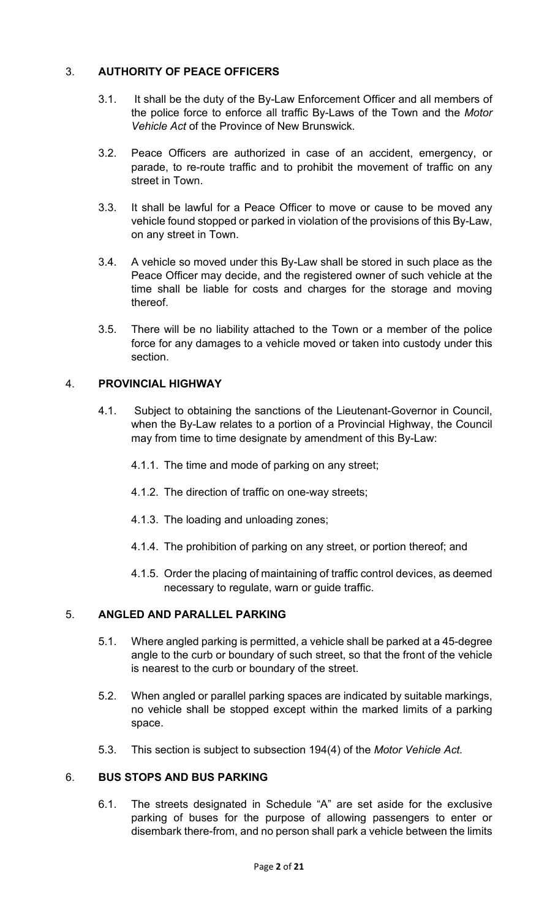## 3. AUTHORITY OF PEACE OFFICERS

3.1. It shall be the duty of the By-Law Enforcement Officer and all members of the police force to enforce all traffic By-Laws of the Town and the *Motor Vehicle Act* of the Province of New Brunswick.

3.2. Peace Officers are authorized in case of an accident, emergency, or parade, to re-route traffic and to prohibit the movement of traffic on any street in Town.

3.3. It shall be lawful for a Peace Officer to move or cause to be moved any vehicle found stopped or parked in violation of the provisions of this By-Law, on any street in Town.

3.4. A vehicle so moved under this By-Law shall be stored in such place as the Peace Officer may decide, and the registered owner of such vehicle at the time shall be liable for costs and charges for the storage and moving thereof.

3.5. There will be no liability attached to the Town or a member of the police force for any damages to a vehicle moved or taken into custody under this section.

## 4. PROVINCIAL HIGHWAY

4.1. Subject to obtaining the sanctions of the Lieutenant-Governor in Council, when the By-Law relates to a portion of a Provincial Highway, the Council may from time to time designate by amendment of this By-Law:

4.1.1. The time and mode of parking on any street;

4.1.2. The direction of traffic on one-way streets;

4.1.3. The loading and unloading zones;

4.1.4. The prohibition of parking on any street, or portion thereof; and

4.1.5. Order the placing of maintaining of traffic control devices, as deemed necessary to regulate, warn or guide traffic.

## 5. ANGLED AND PARALLEL PARKING

5.1. Where angled parking is permitted, a vehicle shall be parked at a 45-degree angle to the curb or boundary of such street, so that the front of the vehicle is nearest to the curb or boundary of the street.

5.2. When angled or parallel parking spaces are indicated by suitable markings, no vehicle shall be stopped except within the marked limits of a parking space.

5.3. This section is subject to subsection 194(4) of the *Motor Vehicle Act.*

## 6. BUS STOPS AND BUS PARKING

6.1. The streets designated in Schedule "A" are set aside for the exclusive parking of buses for the purpose of allowing passengers to enter or disembark there-from, and no person shall park a vehicle between the limits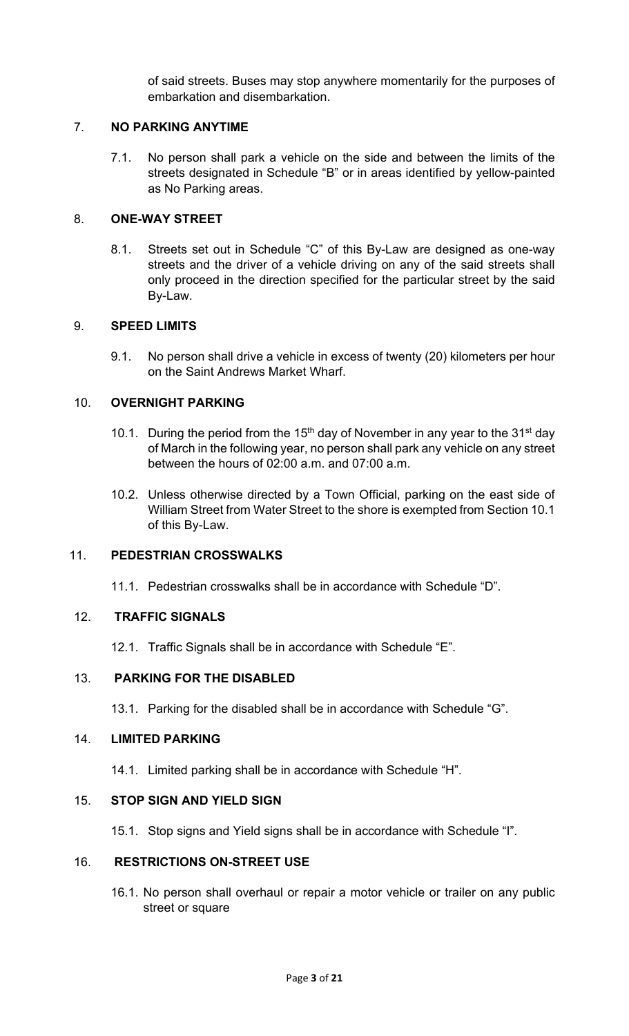of said streets. Buses may stop anywhere momentarily for the purposes of embarkation and disembarkation.

## 7. NO PARKING ANYTIME

7.1. No person shall park a vehicle on the side and between the limits of the streets designated in Schedule "B" or in areas identified by yellow-painted as No Parking areas.

## 8. ONE-WAY STREET

8.1. Streets set out in Schedule "C" of this By-Law are designed as one-way streets and the driver of a vehicle driving on any of the said streets shall only proceed in the direction specified for the particular street by the said By-Law.

## 9. SPEED LIMITS

9.1. No person shall drive a vehicle in excess of twenty (20) kilometers per hour on the Saint Andrews Market Wharf.

## 10. OVERNIGHT PARKING

10.1. During the period from the 15th day of November in any year to the 31st day of March in the following year, no person shall park any vehicle on any street between the hours of 02:00 a.m. and 07:00 a.m.

10.2. Unless otherwise directed by a Town Official, parking on the east side of William Street from Water Street to the shore is exempted from Section 10.1 of this By-Law.

## 11. PEDESTRIAN CROSSWALKS

11.1. Pedestrian crosswalks shall be in accordance with Schedule "D".

## 12. TRAFFIC SIGNALS

12.1. Traffic Signals shall be in accordance with Schedule "E".

## 13. PARKING FOR THE DISABLED

13.1. Parking for the disabled shall be in accordance with Schedule "G".

## 14. LIMITED PARKING

14.1. Limited parking shall be in accordance with Schedule "H".

## 15. STOP SIGN AND YIELD SIGN

15.1. Stop signs and Yield signs shall be in accordance with Schedule "I".

## 16. RESTRICTIONS ON-STREET USE

16.1. No person shall overhaul or repair a motor vehicle or trailer on any public street or square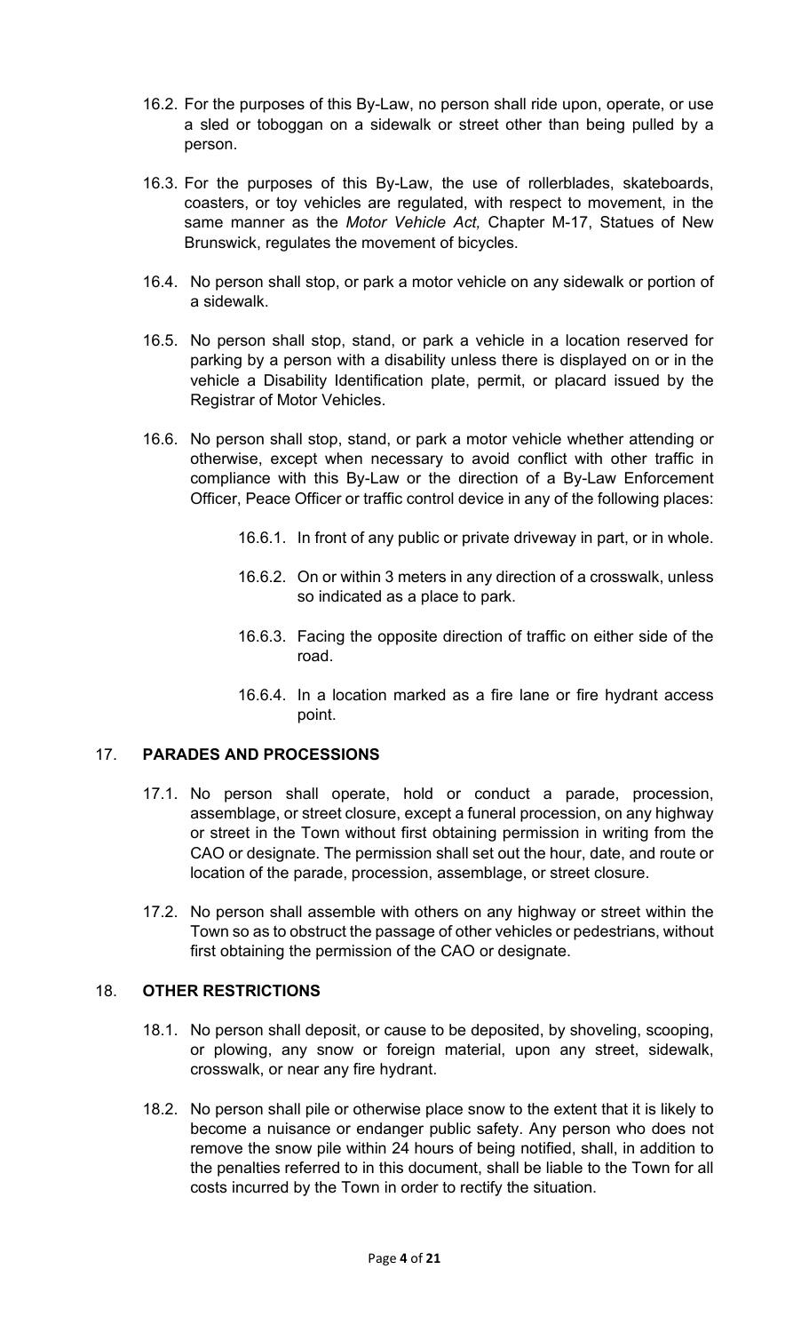16.2. For the purposes of this By-Law, no person shall ride upon, operate, or use a sled or toboggan on a sidewalk or street other than being pulled by a person.

16.3. For the purposes of this By-Law, the use of rollerblades, skateboards, coasters, or toy vehicles are regulated, with respect to movement, in the same manner as the *Motor Vehicle Act,* Chapter M-17, Statues of New Brunswick, regulates the movement of bicycles.

16.4. No person shall stop, or park a motor vehicle on any sidewalk or portion of a sidewalk.

16.5. No person shall stop, stand, or park a vehicle in a location reserved for parking by a person with a disability unless there is displayed on or in the vehicle a Disability Identification plate, permit, or placard issued by the Registrar of Motor Vehicles.

16.6. No person shall stop, stand, or park a motor vehicle whether attending or otherwise, except when necessary to avoid conflict with other traffic in compliance with this By-Law or the direction of a By-Law Enforcement Officer, Peace Officer or traffic control device in any of the following places:

> 16.6.1. In front of any public or private driveway in part, or in whole.
>
> 16.6.2. On or within 3 meters in any direction of a crosswalk, unless so indicated as a place to park.
>
> 16.6.3. Facing the opposite direction of traffic on either side of the road.
>
> 16.6.4. In a location marked as a fire lane or fire hydrant access point.

## 17. **PARADES AND PROCESSIONS**

17.1. No person shall operate, hold or conduct a parade, procession, assemblage, or street closure, except a funeral procession, on any highway or street in the Town without first obtaining permission in writing from the CAO or designate. The permission shall set out the hour, date, and route or location of the parade, procession, assemblage, or street closure.

17.2. No person shall assemble with others on any highway or street within the Town so as to obstruct the passage of other vehicles or pedestrians, without first obtaining the permission of the CAO or designate.

## 18. **OTHER RESTRICTIONS**

18.1. No person shall deposit, or cause to be deposited, by shoveling, scooping, or plowing, any snow or foreign material, upon any street, sidewalk, crosswalk, or near any fire hydrant.

18.2. No person shall pile or otherwise place snow to the extent that it is likely to become a nuisance or endanger public safety. Any person who does not remove the snow pile within 24 hours of being notified, shall, in addition to the penalties referred to in this document, shall be liable to the Town for all costs incurred by the Town in order to rectify the situation.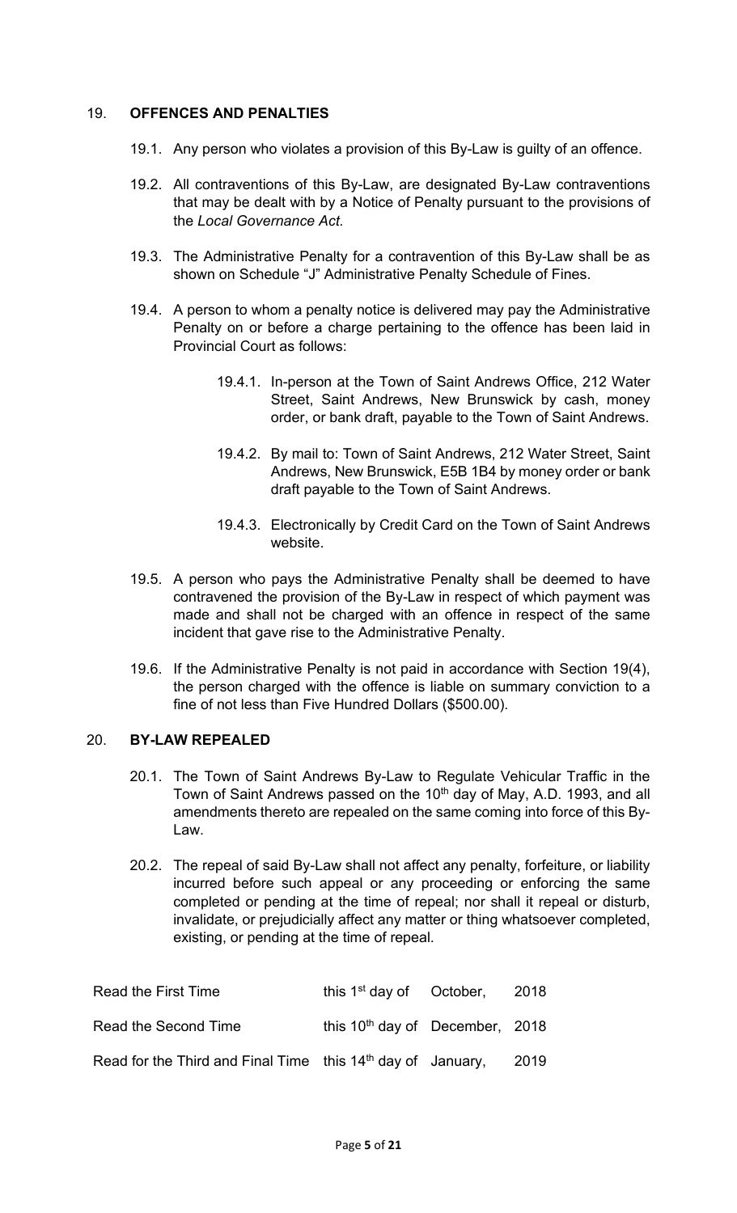## 19. OFFENCES AND PENALTIES

19.1. Any person who violates a provision of this By-Law is guilty of an offence.

19.2. All contraventions of this By-Law, are designated By-Law contraventions that may be dealt with by a Notice of Penalty pursuant to the provisions of the *Local Governance Act.*

19.3. The Administrative Penalty for a contravention of this By-Law shall be as shown on Schedule "J" Administrative Penalty Schedule of Fines.

19.4. A person to whom a penalty notice is delivered may pay the Administrative Penalty on or before a charge pertaining to the offence has been laid in Provincial Court as follows:

19.4.1. In-person at the Town of Saint Andrews Office, 212 Water Street, Saint Andrews, New Brunswick by cash, money order, or bank draft, payable to the Town of Saint Andrews.

19.4.2. By mail to: Town of Saint Andrews, 212 Water Street, Saint Andrews, New Brunswick, E5B 1B4 by money order or bank draft payable to the Town of Saint Andrews.

19.4.3. Electronically by Credit Card on the Town of Saint Andrews website.

19.5. A person who pays the Administrative Penalty shall be deemed to have contravened the provision of the By-Law in respect of which payment was made and shall not be charged with an offence in respect of the same incident that gave rise to the Administrative Penalty.

19.6. If the Administrative Penalty is not paid in accordance with Section 19(4), the person charged with the offence is liable on summary conviction to a fine of not less than Five Hundred Dollars ($500.00).

## 20. BY-LAW REPEALED

20.1. The Town of Saint Andrews By-Law to Regulate Vehicular Traffic in the Town of Saint Andrews passed on the 10th day of May, A.D. 1993, and all amendments thereto are repealed on the same coming into force of this By-Law.

20.2. The repeal of said By-Law shall not affect any penalty, forfeiture, or liability incurred before such appeal or any proceeding or enforcing the same completed or pending at the time of repeal; nor shall it repeal or disturb, invalidate, or prejudicially affect any matter or thing whatsoever completed, existing, or pending at the time of repeal.

| | | | |
|---|---|---|---|
| Read the First Time | this 1st day of | October, | 2018 |
| Read the Second Time | this 10th day of | December, | 2018 |
| Read for the Third and Final Time | this 14th day of | January, | 2019 |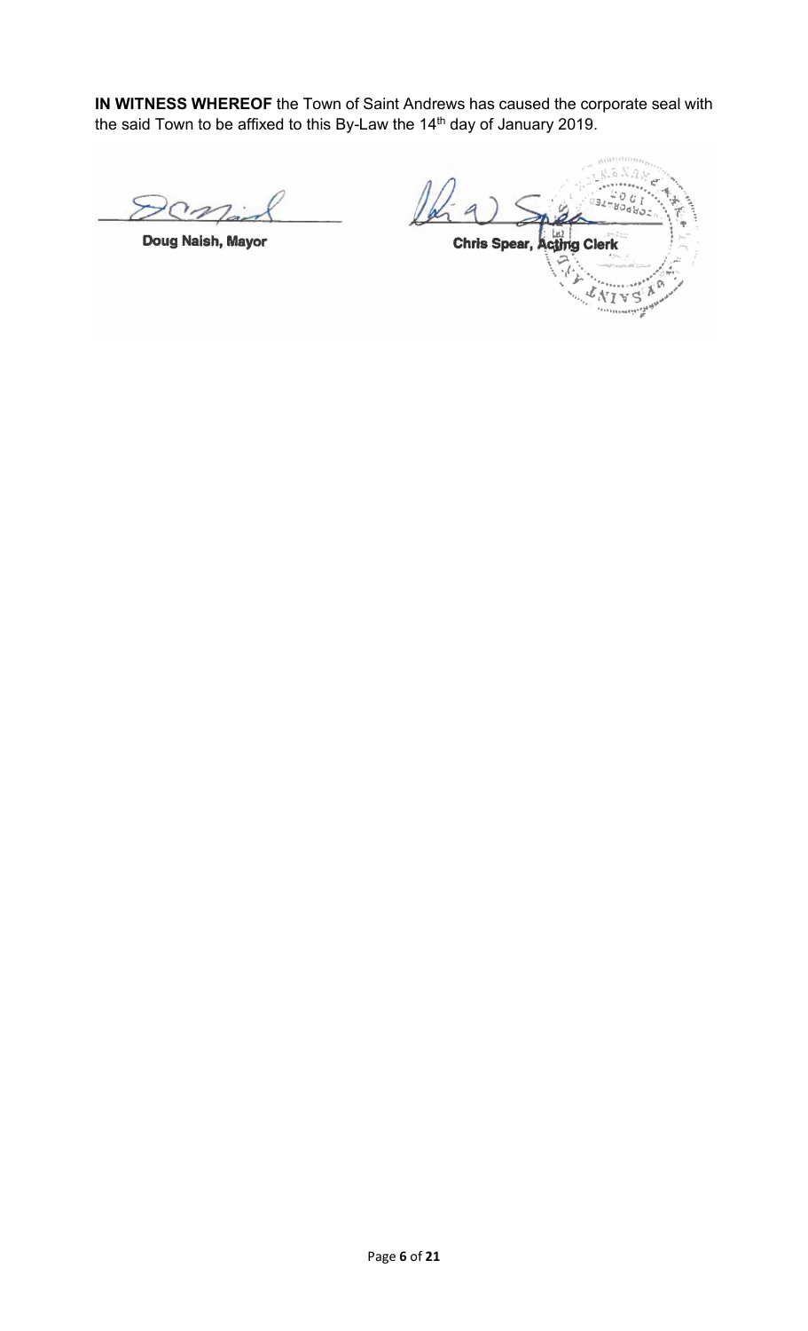**IN WITNESS WHEREOF** the Town of Saint Andrews has caused the corporate seal with the said Town to be affixed to this By-Law the 14th day of January 2019.

| | |
|---|---|
| **Doug Naish, Mayor** | **Chris Spear, Acting Clerk** |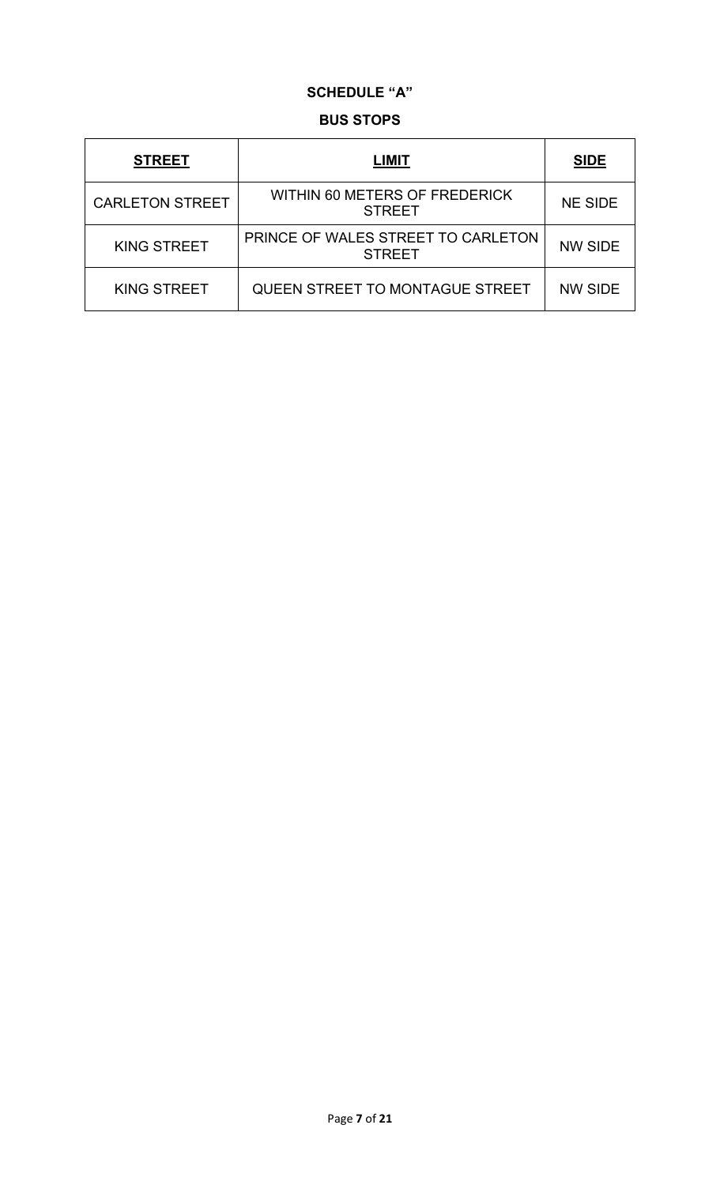## SCHEDULE "A"

### BUS STOPS

| **STREET** | **LIMIT** | **SIDE** |
|---|---|---|
| CARLETON STREET | WITHIN 60 METERS OF FREDERICK STREET | NE SIDE |
| KING STREET | PRINCE OF WALES STREET TO CARLETON STREET | NW SIDE |
| KING STREET | QUEEN STREET TO MONTAGUE STREET | NW SIDE |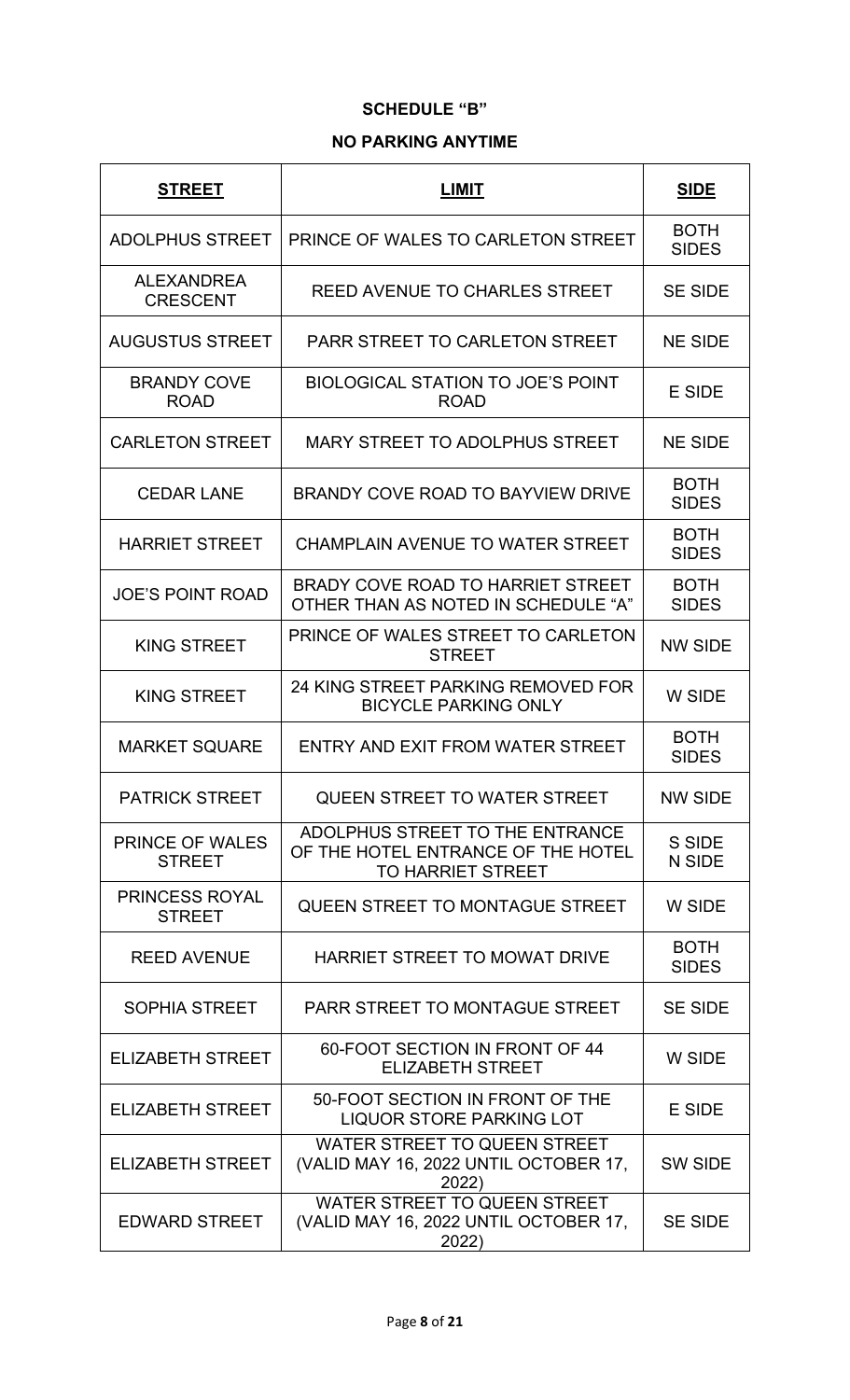**SCHEDULE "B"**

**NO PARKING ANYTIME**

| **STREET** | **LIMIT** | **SIDE** |
|---|---|---|
| ADOLPHUS STREET | PRINCE OF WALES TO CARLETON STREET | BOTH SIDES |
| ALEXANDREA CRESCENT | REED AVENUE TO CHARLES STREET | SE SIDE |
| AUGUSTUS STREET | PARR STREET TO CARLETON STREET | NE SIDE |
| BRANDY COVE ROAD | BIOLOGICAL STATION TO JOE'S POINT ROAD | E SIDE |
| CARLETON STREET | MARY STREET TO ADOLPHUS STREET | NE SIDE |
| CEDAR LANE | BRANDY COVE ROAD TO BAYVIEW DRIVE | BOTH SIDES |
| HARRIET STREET | CHAMPLAIN AVENUE TO WATER STREET | BOTH SIDES |
| JOE'S POINT ROAD | BRADY COVE ROAD TO HARRIET STREET OTHER THAN AS NOTED IN SCHEDULE "A" | BOTH SIDES |
| KING STREET | PRINCE OF WALES STREET TO CARLETON STREET | NW SIDE |
| KING STREET | 24 KING STREET PARKING REMOVED FOR BICYCLE PARKING ONLY | W SIDE |
| MARKET SQUARE | ENTRY AND EXIT FROM WATER STREET | BOTH SIDES |
| PATRICK STREET | QUEEN STREET TO WATER STREET | NW SIDE |
| PRINCE OF WALES STREET | ADOLPHUS STREET TO THE ENTRANCE OF THE HOTEL ENTRANCE OF THE HOTEL TO HARRIET STREET | S SIDE N SIDE |
| PRINCESS ROYAL STREET | QUEEN STREET TO MONTAGUE STREET | W SIDE |
| REED AVENUE | HARRIET STREET TO MOWAT DRIVE | BOTH SIDES |
| SOPHIA STREET | PARR STREET TO MONTAGUE STREET | SE SIDE |
| ELIZABETH STREET | 60-FOOT SECTION IN FRONT OF 44 ELIZABETH STREET | W SIDE |
| ELIZABETH STREET | 50-FOOT SECTION IN FRONT OF THE LIQUOR STORE PARKING LOT | E SIDE |
| ELIZABETH STREET | WATER STREET TO QUEEN STREET (VALID MAY 16, 2022 UNTIL OCTOBER 17, 2022) | SW SIDE |
| EDWARD STREET | WATER STREET TO QUEEN STREET (VALID MAY 16, 2022 UNTIL OCTOBER 17, 2022) | SE SIDE |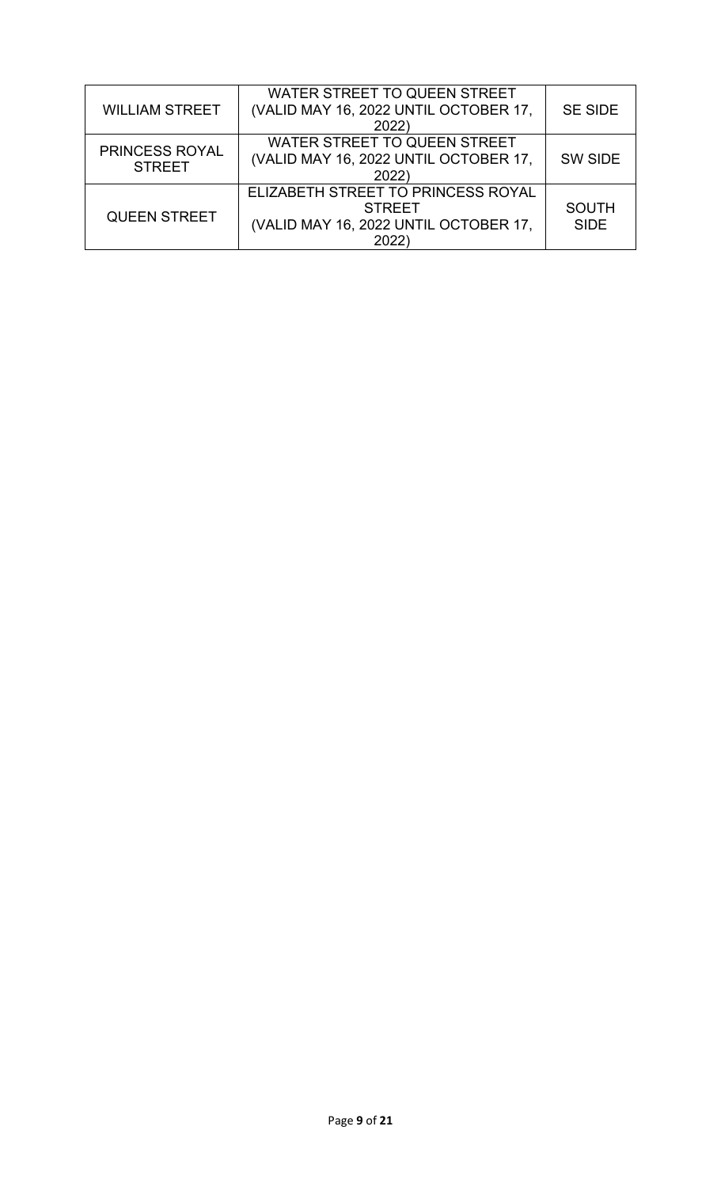| | | |
|---|---|---|
| WILLIAM STREET | WATER STREET TO QUEEN STREET (VALID MAY 16, 2022 UNTIL OCTOBER 17, 2022) | SE SIDE |
| PRINCESS ROYAL STREET | WATER STREET TO QUEEN STREET (VALID MAY 16, 2022 UNTIL OCTOBER 17, 2022) | SW SIDE |
| QUEEN STREET | ELIZABETH STREET TO PRINCESS ROYAL STREET (VALID MAY 16, 2022 UNTIL OCTOBER 17, 2022) | SOUTH SIDE |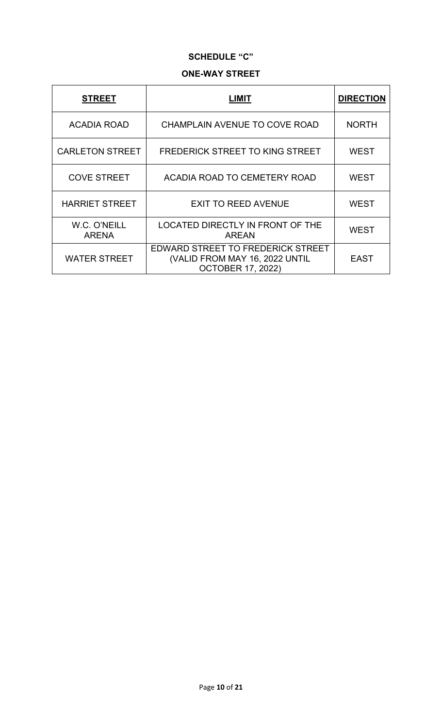**SCHEDULE "C"**

**ONE-WAY STREET**

| **STREET** | **LIMIT** | **DIRECTION** |
|---|---|---|
| ACADIA ROAD | CHAMPLAIN AVENUE TO COVE ROAD | NORTH |
| CARLETON STREET | FREDERICK STREET TO KING STREET | WEST |
| COVE STREET | ACADIA ROAD TO CEMETERY ROAD | WEST |
| HARRIET STREET | EXIT TO REED AVENUE | WEST |
| W.C. O'NEILL ARENA | LOCATED DIRECTLY IN FRONT OF THE AREAN | WEST |
| WATER STREET | EDWARD STREET TO FREDERICK STREET (VALID FROM MAY 16, 2022 UNTIL OCTOBER 17, 2022) | EAST |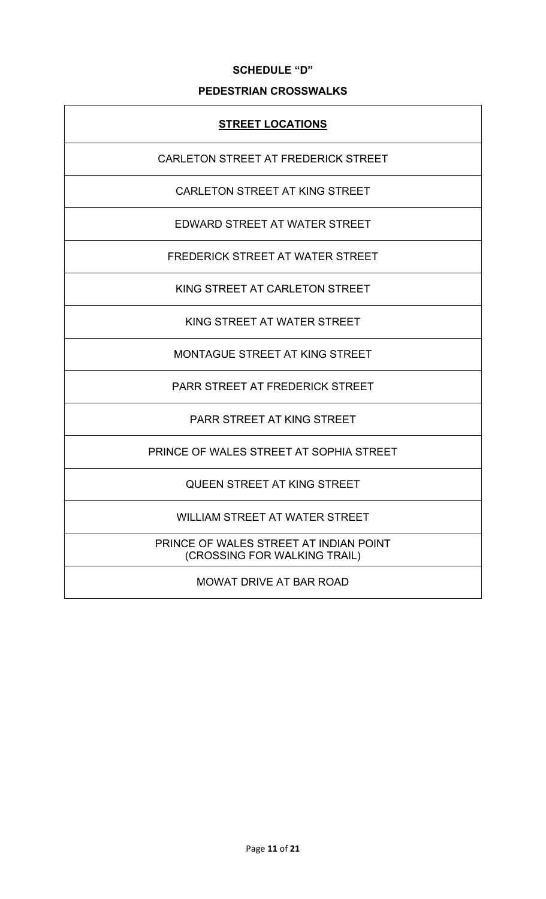## SCHEDULE "D"

## PEDESTRIAN CROSSWALKS

| **STREET LOCATIONS** |
| --- |
| CARLETON STREET AT FREDERICK STREET |
| CARLETON STREET AT KING STREET |
| EDWARD STREET AT WATER STREET |
| FREDERICK STREET AT WATER STREET |
| KING STREET AT CARLETON STREET |
| KING STREET AT WATER STREET |
| MONTAGUE STREET AT KING STREET |
| PARR STREET AT FREDERICK STREET |
| PARR STREET AT KING STREET |
| PRINCE OF WALES STREET AT SOPHIA STREET |
| QUEEN STREET AT KING STREET |
| WILLIAM STREET AT WATER STREET |
| PRINCE OF WALES STREET AT INDIAN POINT (CROSSING FOR WALKING TRAIL) |
| MOWAT DRIVE AT BAR ROAD |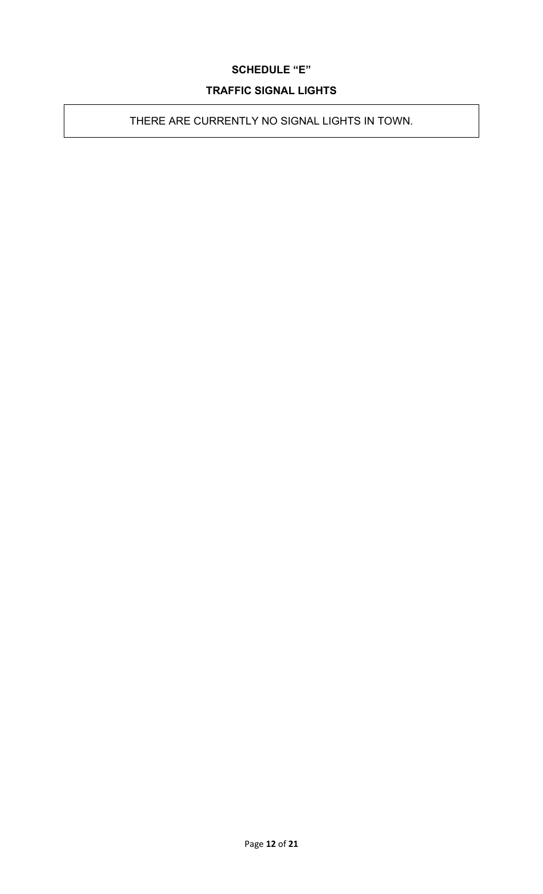## SCHEDULE "E"

## TRAFFIC SIGNAL LIGHTS

THERE ARE CURRENTLY NO SIGNAL LIGHTS IN TOWN.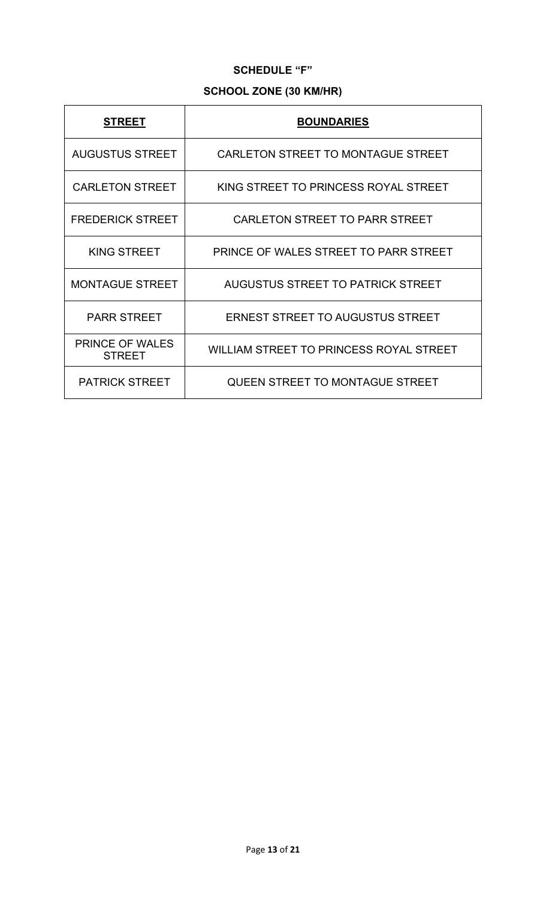## SCHEDULE "F"

## SCHOOL ZONE (30 KM/HR)

| **STREET** | **BOUNDARIES** |
|---|---|
| AUGUSTUS STREET | CARLETON STREET TO MONTAGUE STREET |
| CARLETON STREET | KING STREET TO PRINCESS ROYAL STREET |
| FREDERICK STREET | CARLETON STREET TO PARR STREET |
| KING STREET | PRINCE OF WALES STREET TO PARR STREET |
| MONTAGUE STREET | AUGUSTUS STREET TO PATRICK STREET |
| PARR STREET | ERNEST STREET TO AUGUSTUS STREET |
| PRINCE OF WALES STREET | WILLIAM STREET TO PRINCESS ROYAL STREET |
| PATRICK STREET | QUEEN STREET TO MONTAGUE STREET |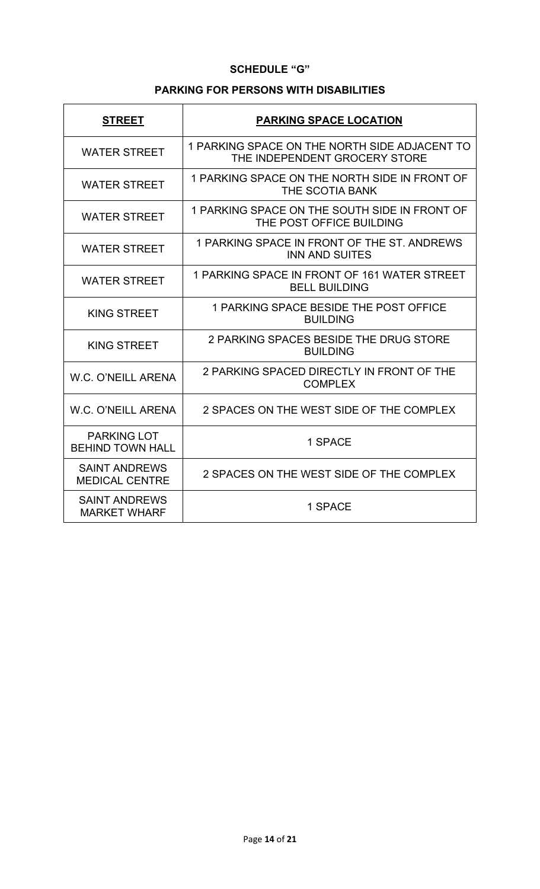## SCHEDULE "G"

## PARKING FOR PERSONS WITH DISABILITIES

| STREET | PARKING SPACE LOCATION |
|---|---|
| WATER STREET | 1 PARKING SPACE ON THE NORTH SIDE ADJACENT TO THE INDEPENDENT GROCERY STORE |
| WATER STREET | 1 PARKING SPACE ON THE NORTH SIDE IN FRONT OF THE SCOTIA BANK |
| WATER STREET | 1 PARKING SPACE ON THE SOUTH SIDE IN FRONT OF THE POST OFFICE BUILDING |
| WATER STREET | 1 PARKING SPACE IN FRONT OF THE ST. ANDREWS INN AND SUITES |
| WATER STREET | 1 PARKING SPACE IN FRONT OF 161 WATER STREET BELL BUILDING |
| KING STREET | 1 PARKING SPACE BESIDE THE POST OFFICE BUILDING |
| KING STREET | 2 PARKING SPACES BESIDE THE DRUG STORE BUILDING |
| W.C. O'NEILL ARENA | 2 PARKING SPACED DIRECTLY IN FRONT OF THE COMPLEX |
| W.C. O'NEILL ARENA | 2 SPACES ON THE WEST SIDE OF THE COMPLEX |
| PARKING LOT BEHIND TOWN HALL | 1 SPACE |
| SAINT ANDREWS MEDICAL CENTRE | 2 SPACES ON THE WEST SIDE OF THE COMPLEX |
| SAINT ANDREWS MARKET WHARF | 1 SPACE |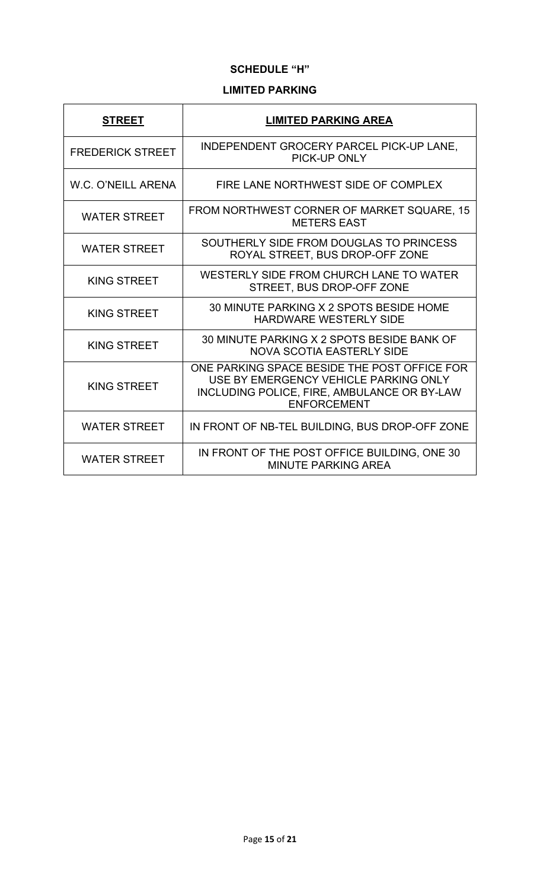## SCHEDULE “H”

## LIMITED PARKING

| **STREET** | **LIMITED PARKING AREA** |
| --- | --- |
| FREDERICK STREET | INDEPENDENT GROCERY PARCEL PICK-UP LANE, PICK-UP ONLY |
| W.C. O’NEILL ARENA | FIRE LANE NORTHWEST SIDE OF COMPLEX |
| WATER STREET | FROM NORTHWEST CORNER OF MARKET SQUARE, 15 METERS EAST |
| WATER STREET | SOUTHERLY SIDE FROM DOUGLAS TO PRINCESS ROYAL STREET, BUS DROP-OFF ZONE |
| KING STREET | WESTERLY SIDE FROM CHURCH LANE TO WATER STREET, BUS DROP-OFF ZONE |
| KING STREET | 30 MINUTE PARKING X 2 SPOTS BESIDE HOME HARDWARE WESTERLY SIDE |
| KING STREET | 30 MINUTE PARKING X 2 SPOTS BESIDE BANK OF NOVA SCOTIA EASTERLY SIDE |
| KING STREET | ONE PARKING SPACE BESIDE THE POST OFFICE FOR USE BY EMERGENCY VEHICLE PARKING ONLY INCLUDING POLICE, FIRE, AMBULANCE OR BY-LAW ENFORCEMENT |
| WATER STREET | IN FRONT OF NB-TEL BUILDING, BUS DROP-OFF ZONE |
| WATER STREET | IN FRONT OF THE POST OFFICE BUILDING, ONE 30 MINUTE PARKING AREA |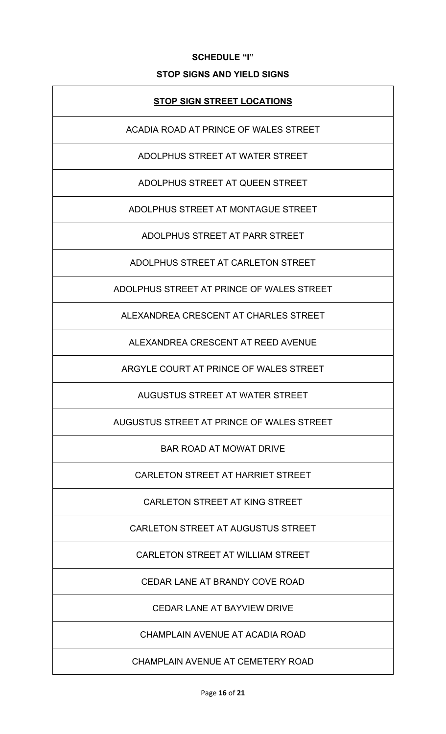**SCHEDULE "I"**

**STOP SIGNS AND YIELD SIGNS**

| **STOP SIGN STREET LOCATIONS** |
| --- |
| ACADIA ROAD AT PRINCE OF WALES STREET |
| ADOLPHUS STREET AT WATER STREET |
| ADOLPHUS STREET AT QUEEN STREET |
| ADOLPHUS STREET AT MONTAGUE STREET |
| ADOLPHUS STREET AT PARR STREET |
| ADOLPHUS STREET AT CARLETON STREET |
| ADOLPHUS STREET AT PRINCE OF WALES STREET |
| ALEXANDREA CRESCENT AT CHARLES STREET |
| ALEXANDREA CRESCENT AT REED AVENUE |
| ARGYLE COURT AT PRINCE OF WALES STREET |
| AUGUSTUS STREET AT WATER STREET |
| AUGUSTUS STREET AT PRINCE OF WALES STREET |
| BAR ROAD AT MOWAT DRIVE |
| CARLETON STREET AT HARRIET STREET |
| CARLETON STREET AT KING STREET |
| CARLETON STREET AT AUGUSTUS STREET |
| CARLETON STREET AT WILLIAM STREET |
| CEDAR LANE AT BRANDY COVE ROAD |
| CEDAR LANE AT BAYVIEW DRIVE |
| CHAMPLAIN AVENUE AT ACADIA ROAD |
| CHAMPLAIN AVENUE AT CEMETERY ROAD |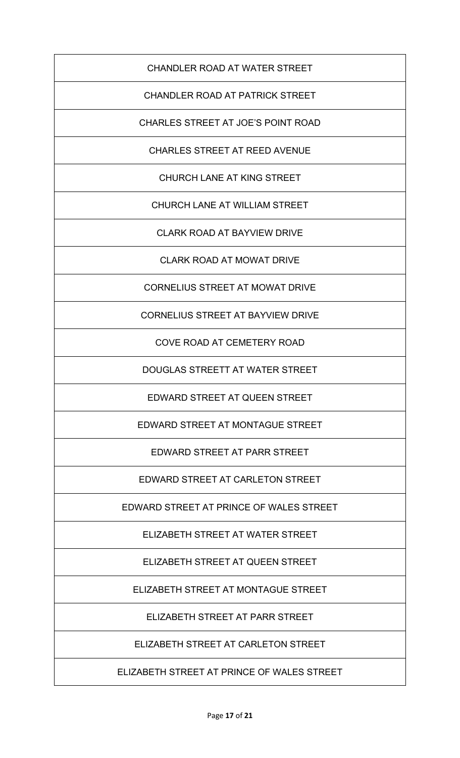| CHANDLER ROAD AT WATER STREET |
| --- |
| CHANDLER ROAD AT PATRICK STREET |
| CHARLES STREET AT JOE'S POINT ROAD |
| CHARLES STREET AT REED AVENUE |
| CHURCH LANE AT KING STREET |
| CHURCH LANE AT WILLIAM STREET |
| CLARK ROAD AT BAYVIEW DRIVE |
| CLARK ROAD AT MOWAT DRIVE |
| CORNELIUS STREET AT MOWAT DRIVE |
| CORNELIUS STREET AT BAYVIEW DRIVE |
| COVE ROAD AT CEMETERY ROAD |
| DOUGLAS STREETT AT WATER STREET |
| EDWARD STREET AT QUEEN STREET |
| EDWARD STREET AT MONTAGUE STREET |
| EDWARD STREET AT PARR STREET |
| EDWARD STREET AT CARLETON STREET |
| EDWARD STREET AT PRINCE OF WALES STREET |
| ELIZABETH STREET AT WATER STREET |
| ELIZABETH STREET AT QUEEN STREET |
| ELIZABETH STREET AT MONTAGUE STREET |
| ELIZABETH STREET AT PARR STREET |
| ELIZABETH STREET AT CARLETON STREET |
| ELIZABETH STREET AT PRINCE OF WALES STREET |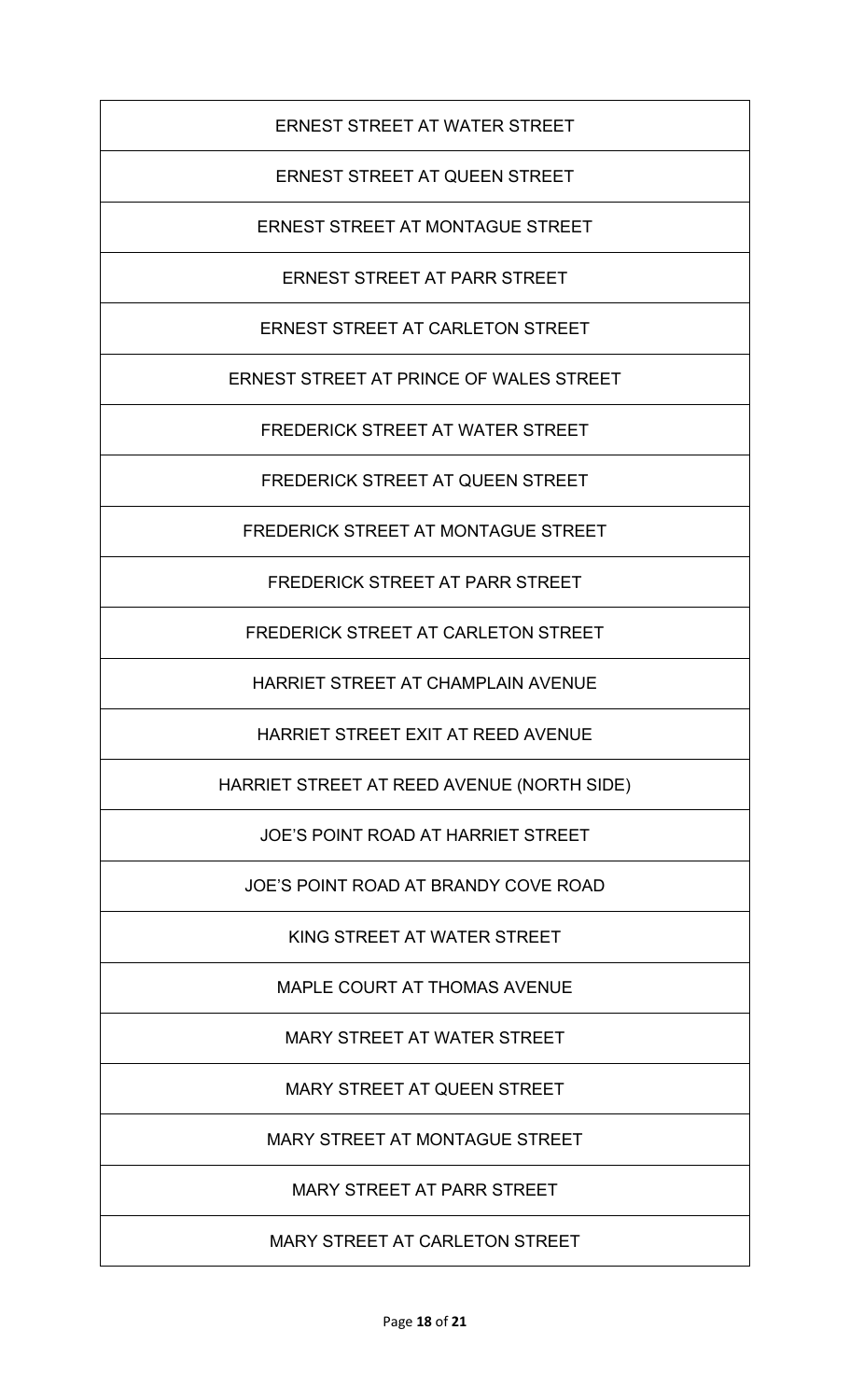| ERNEST STREET AT WATER STREET |
| --- |
| ERNEST STREET AT QUEEN STREET |
| ERNEST STREET AT MONTAGUE STREET |
| ERNEST STREET AT PARR STREET |
| ERNEST STREET AT CARLETON STREET |
| ERNEST STREET AT PRINCE OF WALES STREET |
| FREDERICK STREET AT WATER STREET |
| FREDERICK STREET AT QUEEN STREET |
| FREDERICK STREET AT MONTAGUE STREET |
| FREDERICK STREET AT PARR STREET |
| FREDERICK STREET AT CARLETON STREET |
| HARRIET STREET AT CHAMPLAIN AVENUE |
| HARRIET STREET EXIT AT REED AVENUE |
| HARRIET STREET AT REED AVENUE (NORTH SIDE) |
| JOE'S POINT ROAD AT HARRIET STREET |
| JOE'S POINT ROAD AT BRANDY COVE ROAD |
| KING STREET AT WATER STREET |
| MAPLE COURT AT THOMAS AVENUE |
| MARY STREET AT WATER STREET |
| MARY STREET AT QUEEN STREET |
| MARY STREET AT MONTAGUE STREET |
| MARY STREET AT PARR STREET |
| MARY STREET AT CARLETON STREET |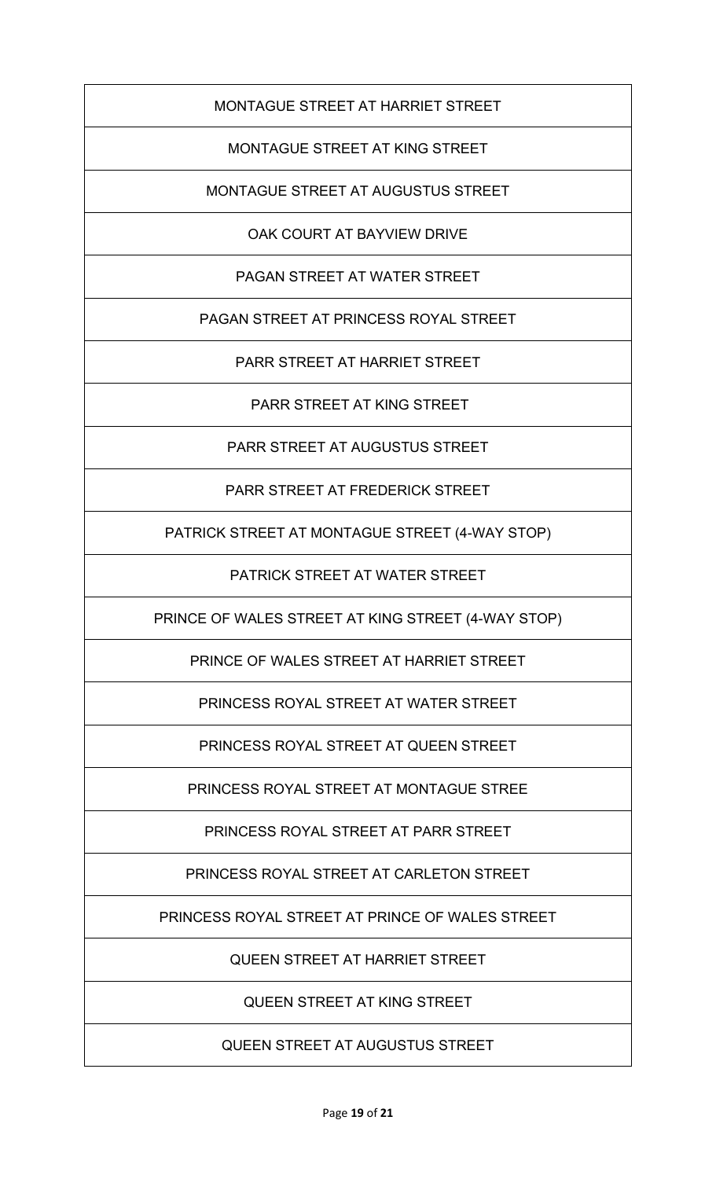| MONTAGUE STREET AT HARRIET STREET |
| --- |
| MONTAGUE STREET AT KING STREET |
| MONTAGUE STREET AT AUGUSTUS STREET |
| OAK COURT AT BAYVIEW DRIVE |
| PAGAN STREET AT WATER STREET |
| PAGAN STREET AT PRINCESS ROYAL STREET |
| PARR STREET AT HARRIET STREET |
| PARR STREET AT KING STREET |
| PARR STREET AT AUGUSTUS STREET |
| PARR STREET AT FREDERICK STREET |
| PATRICK STREET AT MONTAGUE STREET (4-WAY STOP) |
| PATRICK STREET AT WATER STREET |
| PRINCE OF WALES STREET AT KING STREET (4-WAY STOP) |
| PRINCE OF WALES STREET AT HARRIET STREET |
| PRINCESS ROYAL STREET AT WATER STREET |
| PRINCESS ROYAL STREET AT QUEEN STREET |
| PRINCESS ROYAL STREET AT MONTAGUE STREE |
| PRINCESS ROYAL STREET AT PARR STREET |
| PRINCESS ROYAL STREET AT CARLETON STREET |
| PRINCESS ROYAL STREET AT PRINCE OF WALES STREET |
| QUEEN STREET AT HARRIET STREET |
| QUEEN STREET AT KING STREET |
| QUEEN STREET AT AUGUSTUS STREET |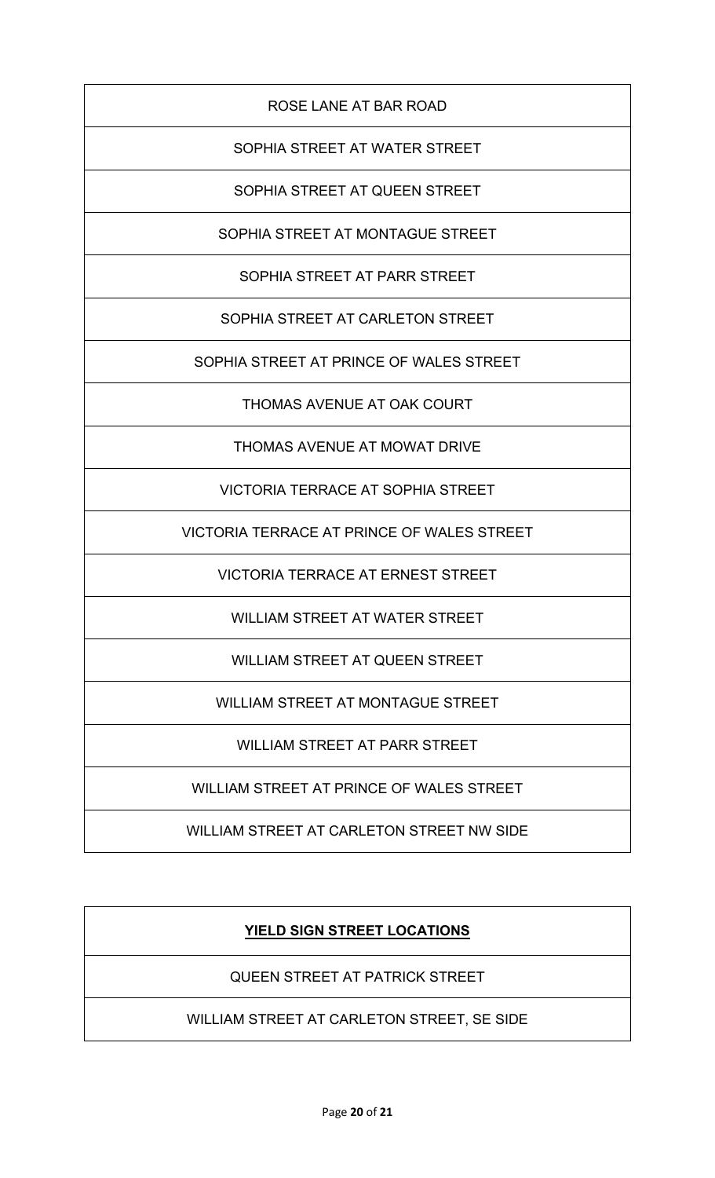| ROSE LANE AT BAR ROAD |
| --- |
| SOPHIA STREET AT WATER STREET |
| SOPHIA STREET AT QUEEN STREET |
| SOPHIA STREET AT MONTAGUE STREET |
| SOPHIA STREET AT PARR STREET |
| SOPHIA STREET AT CARLETON STREET |
| SOPHIA STREET AT PRINCE OF WALES STREET |
| THOMAS AVENUE AT OAK COURT |
| THOMAS AVENUE AT MOWAT DRIVE |
| VICTORIA TERRACE AT SOPHIA STREET |
| VICTORIA TERRACE AT PRINCE OF WALES STREET |
| VICTORIA TERRACE AT ERNEST STREET |
| WILLIAM STREET AT WATER STREET |
| WILLIAM STREET AT QUEEN STREET |
| WILLIAM STREET AT MONTAGUE STREET |
| WILLIAM STREET AT PARR STREET |
| WILLIAM STREET AT PRINCE OF WALES STREET |
| WILLIAM STREET AT CARLETON STREET NW SIDE |

| **YIELD SIGN STREET LOCATIONS** |
| --- |
| QUEEN STREET AT PATRICK STREET |
| WILLIAM STREET AT CARLETON STREET, SE SIDE |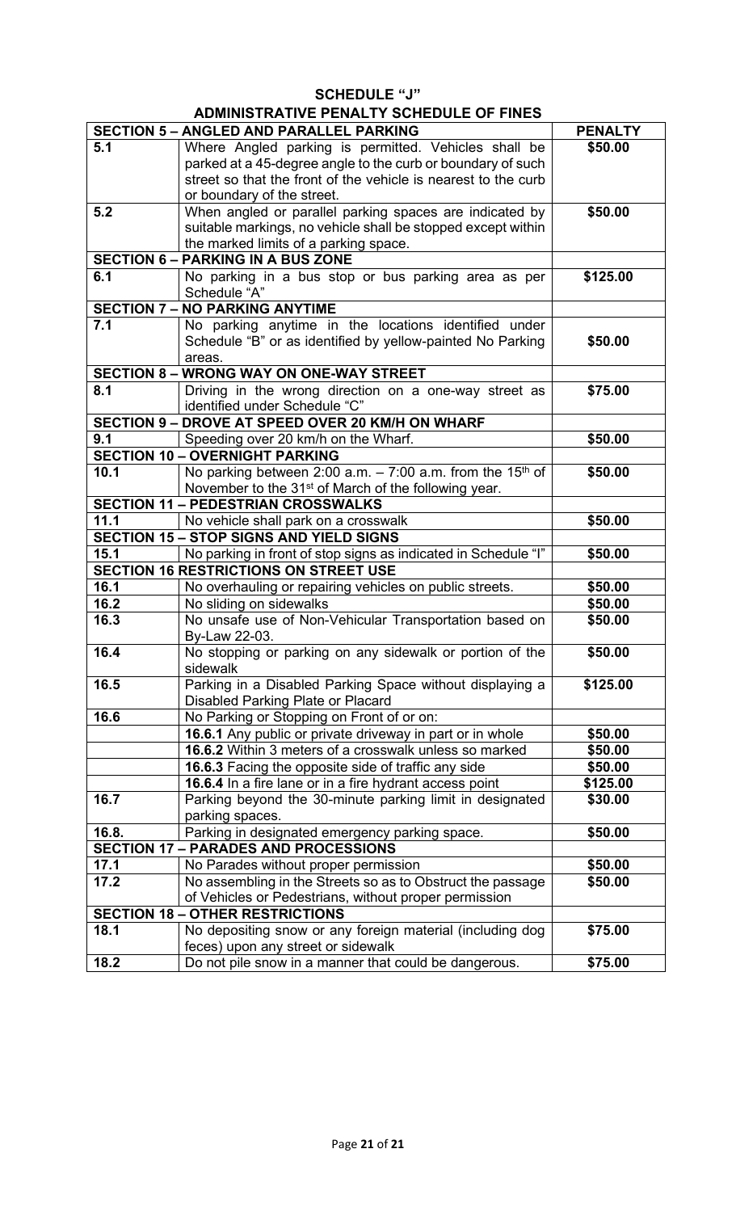# SCHEDULE "J"

## ADMINISTRATIVE PENALTY SCHEDULE OF FINES

| | | |
|---|---|---|
| **SECTION 5 – ANGLED AND PARALLEL PARKING** | | **PENALTY** |
| **5.1** | Where Angled parking is permitted. Vehicles shall be parked at a 45-degree angle to the curb or boundary of such street so that the front of the vehicle is nearest to the curb or boundary of the street. | **$50.00** |
| **5.2** | When angled or parallel parking spaces are indicated by suitable markings, no vehicle shall be stopped except within the marked limits of a parking space. | **$50.00** |
| **SECTION 6 – PARKING IN A BUS ZONE** | | |
| **6.1** | No parking in a bus stop or bus parking area as per Schedule "A" | **$125.00** |
| **SECTION 7 – NO PARKING ANYTIME** | | |
| **7.1** | No parking anytime in the locations identified under Schedule "B" or as identified by yellow-painted No Parking areas. | **$50.00** |
| **SECTION 8 – WRONG WAY ON ONE-WAY STREET** | | |
| **8.1** | Driving in the wrong direction on a one-way street as identified under Schedule "C" | **$75.00** |
| **SECTION 9 – DROVE AT SPEED OVER 20 KM/H ON WHARF** | | |
| **9.1** | Speeding over 20 km/h on the Wharf. | **$50.00** |
| **SECTION 10 – OVERNIGHT PARKING** | | |
| **10.1** | No parking between 2:00 a.m. – 7:00 a.m. from the 15th of November to the 31st of March of the following year. | **$50.00** |
| **SECTION 11 – PEDESTRIAN CROSSWALKS** | | |
| **11.1** | No vehicle shall park on a crosswalk | **$50.00** |
| **SECTION 15 – STOP SIGNS AND YIELD SIGNS** | | |
| **15.1** | No parking in front of stop signs as indicated in Schedule "I" | **$50.00** |
| **SECTION 16 RESTRICTIONS ON STREET USE** | | |
| **16.1** | No overhauling or repairing vehicles on public streets. | **$50.00** |
| **16.2** | No sliding on sidewalks | **$50.00** |
| **16.3** | No unsafe use of Non-Vehicular Transportation based on By-Law 22-03. | **$50.00** |
| **16.4** | No stopping or parking on any sidewalk or portion of the sidewalk | **$50.00** |
| **16.5** | Parking in a Disabled Parking Space without displaying a Disabled Parking Plate or Placard | **$125.00** |
| **16.6** | No Parking or Stopping on Front of or on: | |
| | **16.6.1** Any public or private driveway in part or in whole | **$50.00** |
| | **16.6.2** Within 3 meters of a crosswalk unless so marked | **$50.00** |
| | **16.6.3** Facing the opposite side of traffic any side | **$50.00** |
| | **16.6.4** In a fire lane or in a fire hydrant access point | **$125.00** |
| **16.7** | Parking beyond the 30-minute parking limit in designated parking spaces. | **$30.00** |
| **16.8.** | Parking in designated emergency parking space. | **$50.00** |
| **SECTION 17 – PARADES AND PROCESSIONS** | | |
| **17.1** | No Parades without proper permission | **$50.00** |
| **17.2** | No assembling in the Streets so as to Obstruct the passage of Vehicles or Pedestrians, without proper permission | **$50.00** |
| **SECTION 18 – OTHER RESTRICTIONS** | | |
| **18.1** | No depositing snow or any foreign material (including dog feces) upon any street or sidewalk | **$75.00** |
| **18.2** | Do not pile snow in a manner that could be dangerous. | **$75.00** |